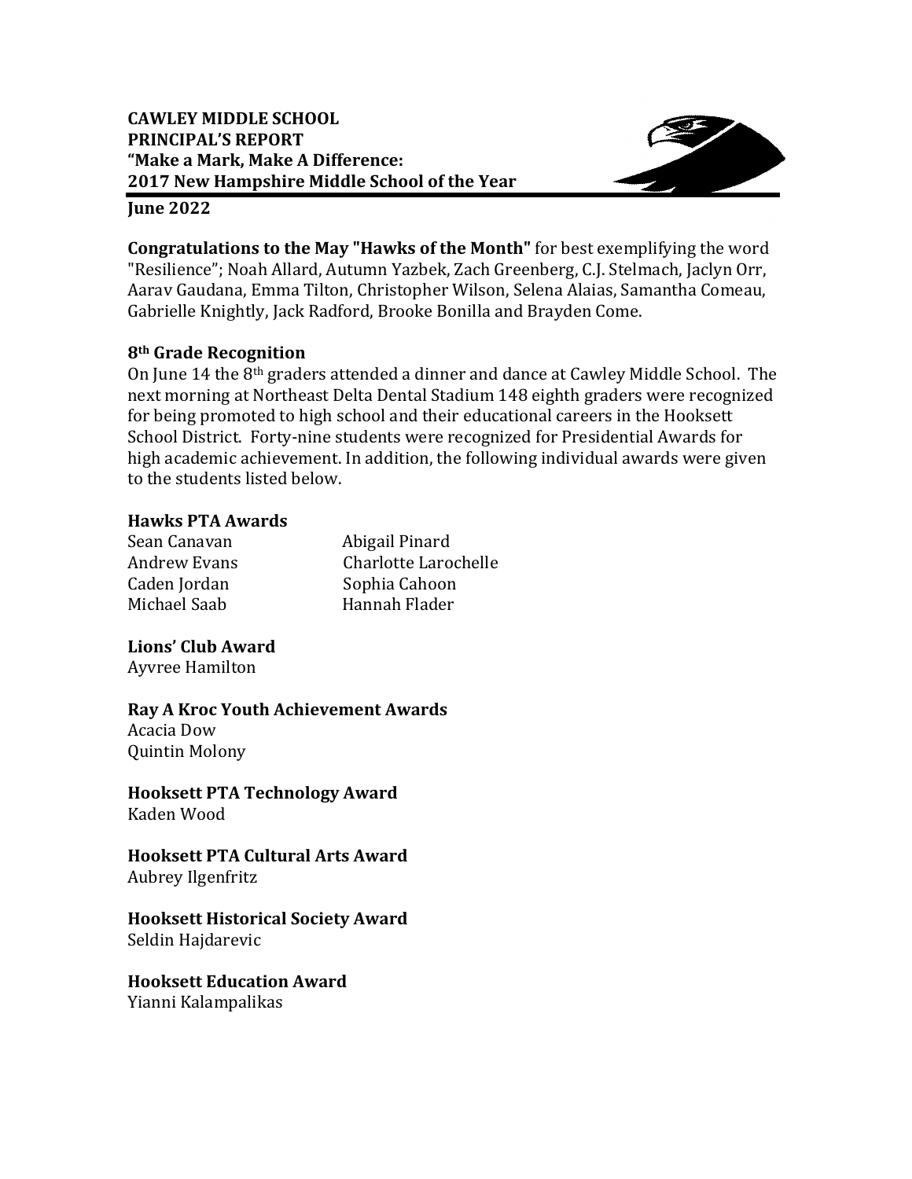**CAWLEY MIDDLE SCHOOL**
**PRINCIPAL'S REPORT**
**"Make a Mark, Make A Difference:**
**2017 New Hampshire Middle School of the Year**

**June 2022**

**Congratulations to the May "Hawks of the Month"** for best exemplifying the word "Resilience"; Noah Allard, Autumn Yazbek, Zach Greenberg, C.J. Stelmach, Jaclyn Orr, Aarav Gaudana, Emma Tilton, Christopher Wilson, Selena Alaias, Samantha Comeau, Gabrielle Knightly, Jack Radford, Brooke Bonilla and Brayden Come.

**8th Grade Recognition**

On June 14 the 8th graders attended a dinner and dance at Cawley Middle School. The next morning at Northeast Delta Dental Stadium 148 eighth graders were recognized for being promoted to high school and their educational careers in the Hooksett School District. Forty-nine students were recognized for Presidential Awards for high academic achievement. In addition, the following individual awards were given to the students listed below.

**Hawks PTA Awards**

Sean Canavan
Andrew Evans
Caden Jordan
Michael Saab
Abigail Pinard
Charlotte Larochelle
Sophia Cahoon
Hannah Flader

**Lions' Club Award**

Ayvree Hamilton

**Ray A Kroc Youth Achievement Awards**

Acacia Dow
Quintin Molony

**Hooksett PTA Technology Award**

Kaden Wood

**Hooksett PTA Cultural Arts Award**

Aubrey Ilgenfritz

**Hooksett Historical Society Award**

Seldin Hajdarevic

**Hooksett Education Award**

Yianni Kalampalikas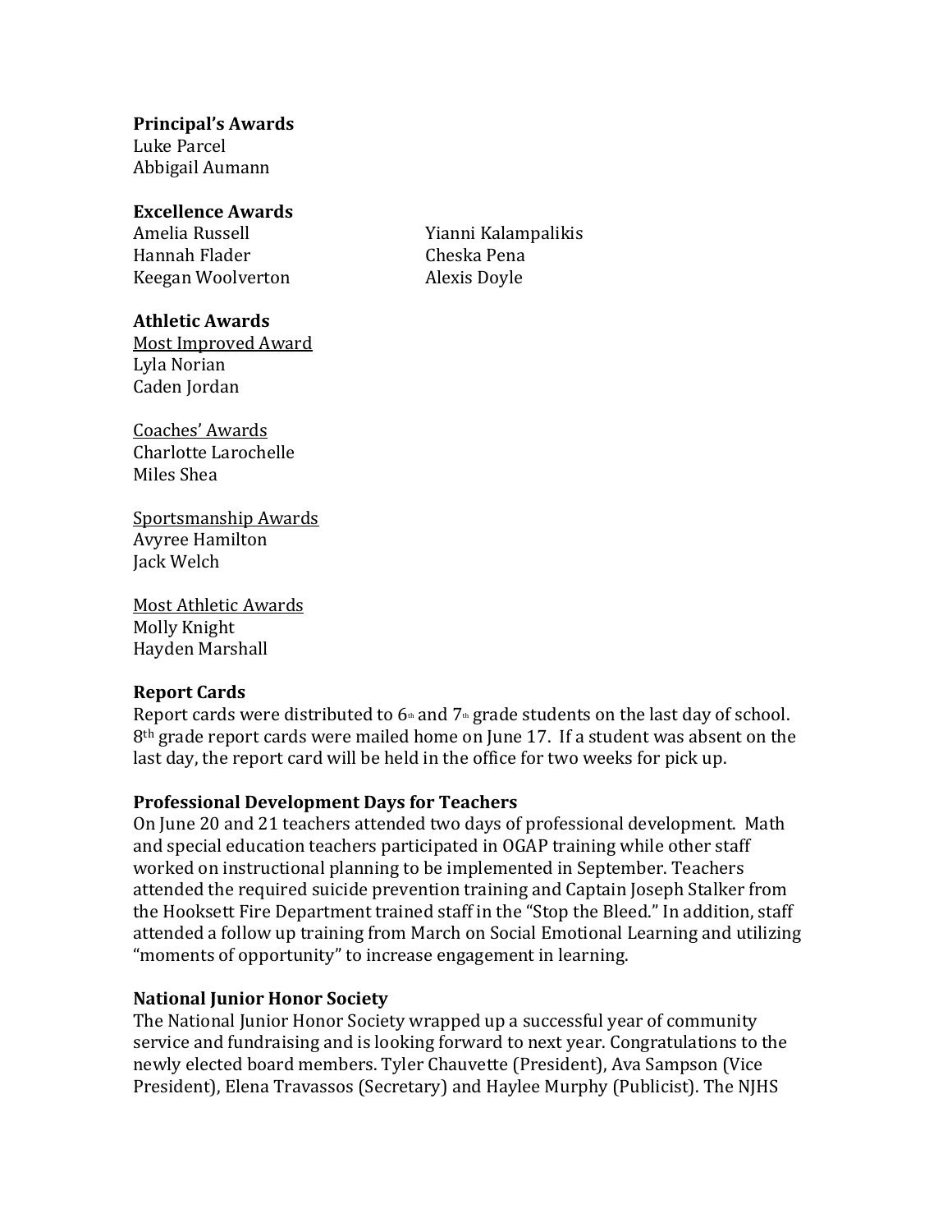**Principal's Awards**
Luke Parcel
Abbigail Aumann

**Excellence Awards**
Amelia Russell
Hannah Flader
Keegan Woolverton
Yianni Kalampalikis
Cheska Pena
Alexis Doyle

**Athletic Awards**

Most Improved Award
Lyla Norian
Caden Jordan

Coaches' Awards
Charlotte Larochelle
Miles Shea

Sportsmanship Awards
Avyree Hamilton
Jack Welch

Most Athletic Awards
Molly Knight
Hayden Marshall

**Report Cards**
Report cards were distributed to 6th and 7th grade students on the last day of school. 8th grade report cards were mailed home on June 17. If a student was absent on the last day, the report card will be held in the office for two weeks for pick up.

**Professional Development Days for Teachers**
On June 20 and 21 teachers attended two days of professional development. Math and special education teachers participated in OGAP training while other staff worked on instructional planning to be implemented in September. Teachers attended the required suicide prevention training and Captain Joseph Stalker from the Hooksett Fire Department trained staff in the "Stop the Bleed." In addition, staff attended a follow up training from March on Social Emotional Learning and utilizing "moments of opportunity" to increase engagement in learning.

**National Junior Honor Society**
The National Junior Honor Society wrapped up a successful year of community service and fundraising and is looking forward to next year. Congratulations to the newly elected board members. Tyler Chauvette (President), Ava Sampson (Vice President), Elena Travassos (Secretary) and Haylee Murphy (Publicist). The NJHS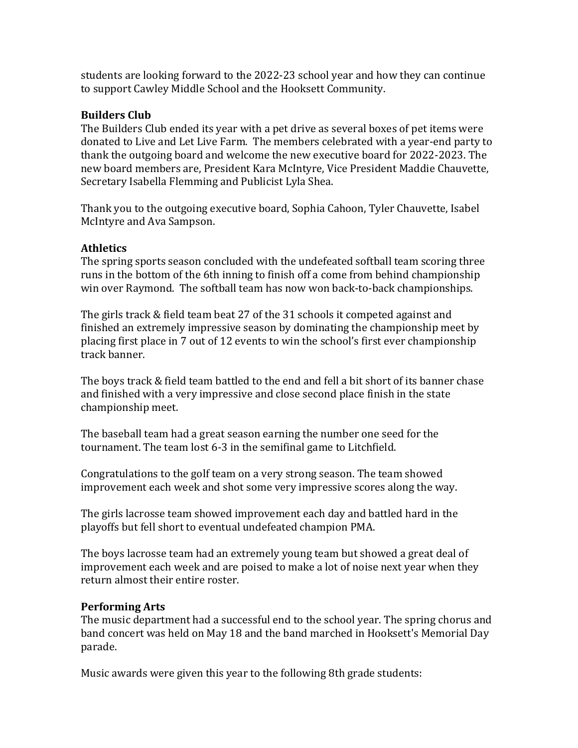students are looking forward to the 2022-23 school year and how they can continue to support Cawley Middle School and the Hooksett Community.

**Builders Club**
The Builders Club ended its year with a pet drive as several boxes of pet items were donated to Live and Let Live Farm. The members celebrated with a year-end party to thank the outgoing board and welcome the new executive board for 2022-2023. The new board members are, President Kara McIntyre, Vice President Maddie Chauvette, Secretary Isabella Flemming and Publicist Lyla Shea.

Thank you to the outgoing executive board, Sophia Cahoon, Tyler Chauvette, Isabel McIntyre and Ava Sampson.

**Athletics**
The spring sports season concluded with the undefeated softball team scoring three runs in the bottom of the 6th inning to finish off a come from behind championship win over Raymond. The softball team has now won back-to-back championships.

The girls track & field team beat 27 of the 31 schools it competed against and finished an extremely impressive season by dominating the championship meet by placing first place in 7 out of 12 events to win the school's first ever championship track banner.

The boys track & field team battled to the end and fell a bit short of its banner chase and finished with a very impressive and close second place finish in the state championship meet.

The baseball team had a great season earning the number one seed for the tournament. The team lost 6-3 in the semifinal game to Litchfield.

Congratulations to the golf team on a very strong season. The team showed improvement each week and shot some very impressive scores along the way.

The girls lacrosse team showed improvement each day and battled hard in the playoffs but fell short to eventual undefeated champion PMA.

The boys lacrosse team had an extremely young team but showed a great deal of improvement each week and are poised to make a lot of noise next year when they return almost their entire roster.

**Performing Arts**
The music department had a successful end to the school year. The spring chorus and band concert was held on May 18 and the band marched in Hooksett's Memorial Day parade.

Music awards were given this year to the following 8th grade students: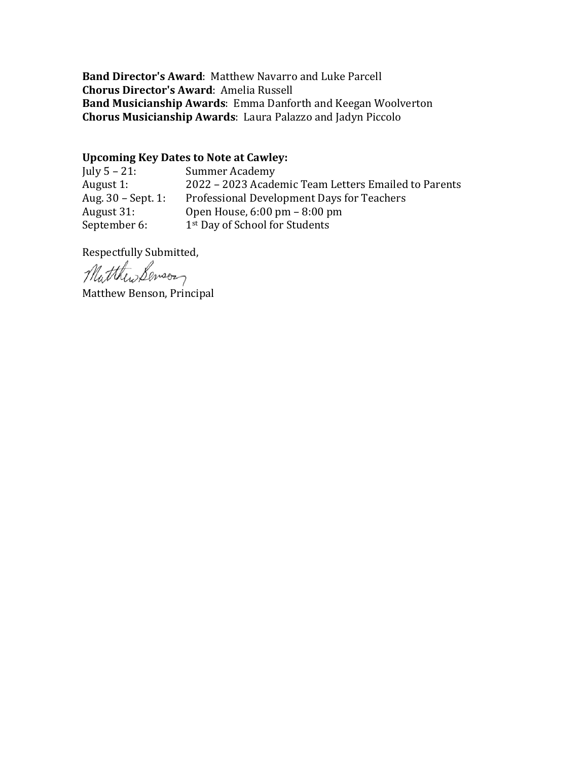**Band Director's Award**: Matthew Navarro and Luke Parcell
**Chorus Director's Award**: Amelia Russell
**Band Musicianship Awards**: Emma Danforth and Keegan Woolverton
**Chorus Musicianship Awards**: Laura Palazzo and Jadyn Piccolo

**Upcoming Key Dates to Note at Cawley:**

| | |
|---|---|
| July 5 – 21: | Summer Academy |
| August 1: | 2022 – 2023 Academic Team Letters Emailed to Parents |
| Aug. 30 – Sept. 1: | Professional Development Days for Teachers |
| August 31: | Open House, 6:00 pm – 8:00 pm |
| September 6: | 1st Day of School for Students |

Respectfully Submitted,

Matthew Benson

Matthew Benson, Principal